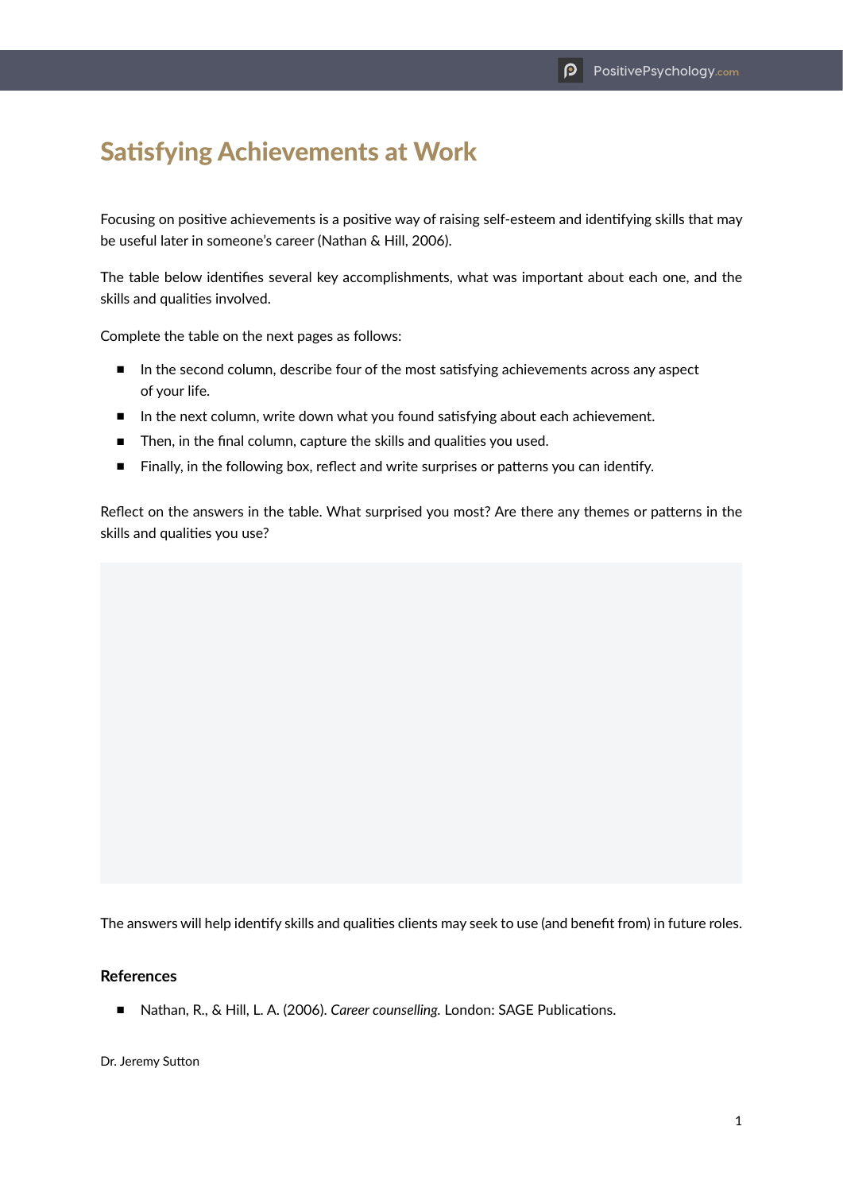# Satisfying Achievements at Work

Focusing on positive achievements is a positive way of raising self-esteem and identifying skills that may be useful later in someone's career (Nathan & Hill, 2006).

The table below identifies several key accomplishments, what was important about each one, and the skills and qualities involved.

Complete the table on the next pages as follows:

- In the second column, describe four of the most satisfying achievements across any aspect of your life.
- In the next column, write down what you found satisfying about each achievement.
- Then, in the final column, capture the skills and qualities you used.
- Finally, in the following box, reflect and write surprises or patterns you can identify.

Reflect on the answers in the table. What surprised you most? Are there any themes or patterns in the skills and qualities you use?

The answers will help identify skills and qualities clients may seek to use (and benefit from) in future roles.

### References

- Nathan, R., & Hill, L. A. (2006). *Career counselling.* London: SAGE Publications.

Dr. Jeremy Sutton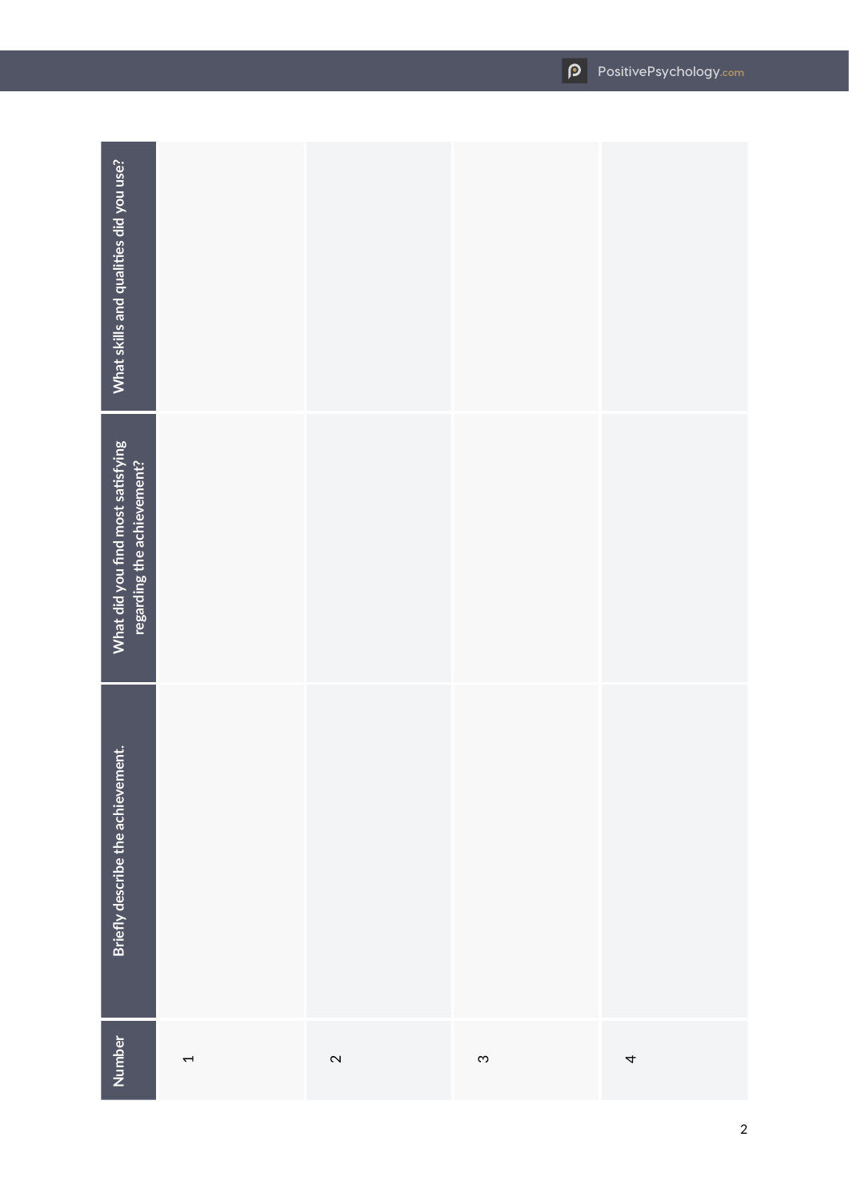| Number | Briefly describe the achievement. | What did you find most satisfying regarding the achievement? | What skills and qualities did you use? |
|---|---|---|---|
| 1 | | | |
| 2 | | | |
| 3 | | | |
| 4 | | | |